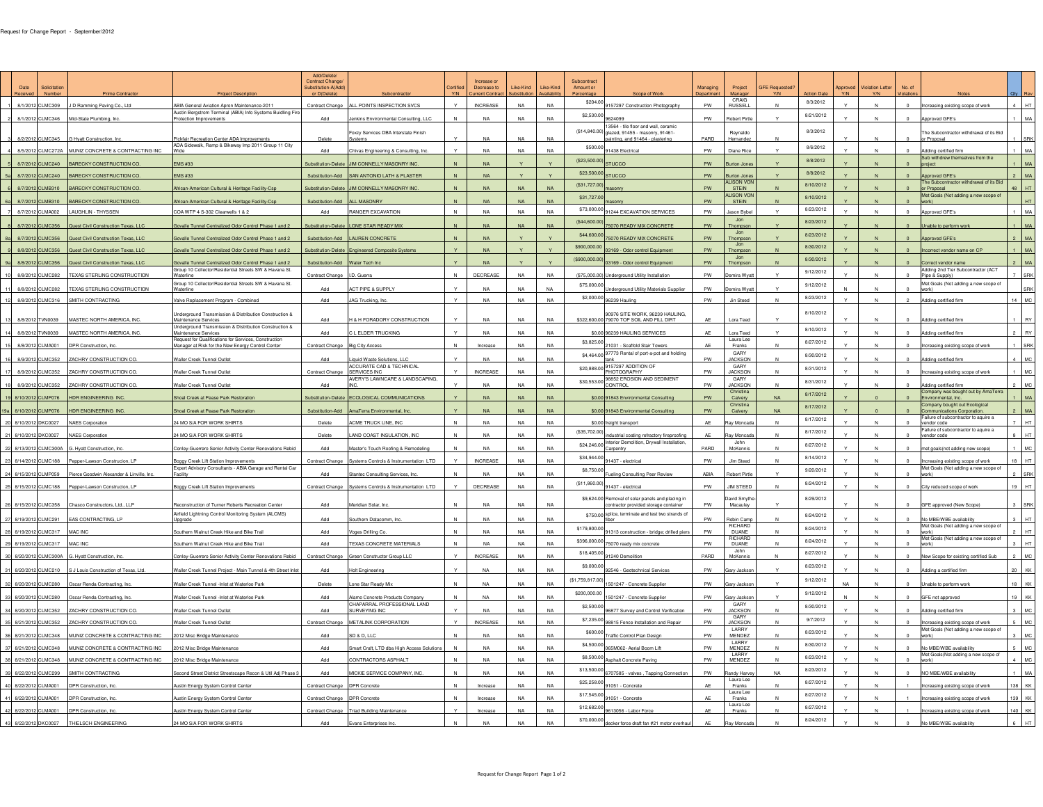Request for Change Report - September/2012

| | Date Received | Solicitation Number | Prime Contractor | Project Description | Add/Delete/ Contract Change/ Substitution-A(Add) or D(Delete) | Subcontractor | Certified Y/N | Increase or Decrease to Current Contract | Like-Kind Substitution | Like-Kind Availability | Subcontract Amount or Percentage | Scope of Work | Managing Department | Project Manager | GFE Requested? Y/N | Action Date | Approved Y/N | Violation Letter Y/N | No. of Violations | Notes | Qty | Rev |
|---|---|---|---|---|---|---|---|---|---|---|---|---|---|---|---|---|---|---|---|---|---|---|
| 1 | 8/1/2012 | CLMC309 | J D Ramming Paving Co., Ltd | ABIA General Aviation Apron Maintenance-2011 | Contract Change | ALL POINTS INSPECTION SVCS | Y | INCREASE | NA | NA | $204.00 | 9157297 Construction Photography | PW | CRAIG RUSSELL | N | 8/3/2012 | Y | N | 0 | Increasing existing scope of work | 4 | HT |
| 2 | 8/1/2012 | CLMC346 | Mid-State Plumbing, Inc. | Austin Bergstrom Terminal (ABIA) Info Systems Buidling Fire Protection Improvements | Add | Jenkins Environmental Consulting, LLC | N | NA | NA | NA | $2,530.00 | 9624099 | PW | Robert Pirtle | Y | 8/21/2012 | Y | N | 0 | Approved GFE's | 1 | MA |
| 3 | 8/2/2012 | CLMC345 | G Hyatt Construction, Inc. | Pickfair Recreation Center ADA Improvements | Delete | Foxzy Services DBA Interstate Finish Systems | Y | NA | NA | NA | ($14,840.00) | 13564 - tile floor and wall, ceramic glazed, 91455 - masonry, 91461-painting, and 91464 - plastering | PARD | Reynaldo Hernandez | N | 8/3/2012 | Y | N | 0 | The Subcontractor withdrawal of its Bid or Proposal | 1 | SRK |
| 4 | 8/5/2012 | CLMC272A | MUNIZ CONCRETE & CONTRACTING INC | ADA Sidewalk, Ramp & Bikeway Imp 2011 Group 11 City Wide | Add | Chivas Engineering & Consulting, Inc. | Y | NA | NA | NA | $500.00 | 91438 Electrical | PW | Diane Rice | Y | 8/6/2012 | Y | N | 0 | Adding certified firm | 1 | MA |
| 5 | 8/7/2012 | CLMC240 | BARECKY CONSTRUCTION CO. | EMS #33 | Substitution-Delete | JIM CONNELLY MASONRY INC. | N | NA | Y | Y | ($23,500.00) | STUCCO | PW | Burton Jones | Y | 8/8/2012 | Y | N | 0 | Sub withdrew themselves from the project | 1 | MA |
| 5a | 8/7/2012 | CLMC240 | BARECKY CONSTRUCTION CO. | EMS #33 | Substitution-Add | SAN ANTONIO LATH & PLASTER | N | NA | Y | Y | $23,500.00 | STUCCO | PW | Burton Jones | Y | 8/8/2012 | Y | N | 0 | Approved GFE's | 2 | MA |
| 6 | 8/7/2012 | CLMB310 | BARECKY CONSTRUCTION CO. | African-American Cultural & Heritage Facility-Csp | Substitution-Delete | JIM CONNELLY MASONRY INC. | N | NA | NA | NA | ($31,727.00) | masonry | PW | ALISON VON STEIN | N | 8/10/2012 | Y | N | 0 | The Subcontractor withdrawal of its Bid or Proposal | 48 | HT |
| 6a | 8/7/2012 | CLMB310 | BARECKY CONSTRUCTION CO. | African-American Cultural & Heritage Facility-Csp | Substitution-Add | ALL MASONRY | N | NA | NA | NA | $31,727.00 | masonry | PW | ALISON VON STEIN | N | 8/10/2012 | Y | N | 0 | Met Goals (Not adding a new scope of work) | | HT |
| 7 | 8/7/2012 | CLMA002 | LAUGHLIN - THYSSEN | COA WTP 4 S-302 Clearwells 1 & 2 | Add | RANGER EXCAVATION | N | NA | NA | NA | $73,000.00 | 91244 EXCAVATION SERVICES | PW | Jason Bybol | Y | 8/23/2012 | Y | N | 0 | Approved GFE's | 1 | MA |
| 8 | 8/7/2012 | CLMC356 | Quest Civil Construction Texas, LLC | Govalle Tunnel Centralized Odor Control Phase 1 and 2 | Substitution-Delete | LONE STAR READY MIX | N | NA | NA | NA | ($44,600.00) | 75070 READY MIX CONCRETE | PW | Jon Thompson | Y | 8/23/2012 | Y | N | 0 | Unable to perform work | 1 | MA |
| 8a | 8/7/2012 | CLMC356 | Quest Civil Construction Texas, LLC | Govalle Tunnel Centralized Odor Control Phase 1 and 2 | Substitution-Add | LAUREN CONCRETE | N | NA | Y | Y | $44,600.00 | 75070 READY MIX CONCRETE | PW | Jon Thompson | Y | 8/23/2012 | Y | N | 0 | Approved GFE's | 2 | MA |
| 9 | 8/8/2012 | CLMC356 | Quest Civil Construction Texas, LLC | Govalle Tunnel Centralized Odor Control Phase 1 and 2 | Substitution-Delete | Engineered Composite Systems | Y | NA | Y | Y | $900,000.00 | 03169 - Odor control Equipment | PW | Jon Thompson | N | 8/30/2012 | Y | N | 0 | Incorrect vendor name on CP | 1 | MA |
| 9a | 8/8/2012 | CLMC356 | Quest Civil Construction Texas, LLC | Govalle Tunnel Centralized Odor Control Phase 1 and 2 | Substitution-Add | Water Tech Inc | Y | NA | Y | Y | ($900,000.00) | 03169 - Odor control Equipment | PW | Jon Thompson | N | 8/30/2012 | Y | N | 0 | Correct vendor name | 2 | MA |
| 10 | 8/8/2012 | CLMC282 | TEXAS STERLING CONSTRUCTION | Group 10 Collector/Residential Streets SW & Havana St. Waterline | Contract Change | I.D. Guerra | N | DECREASE | NA | NA | ($75,000.00) | Underground Utility Installation | PW | Demira Wyatt | Y | 9/12/2012 | Y | N | 0 | Adding 2nd Tier Subcontractor (ACT Pipe & Supply) | 7 | SRK |
| 11 | 8/8/2012 | CLMC282 | TEXAS STERLING CONSTRUCTION | Group 10 Collector/Residential Streets SW & Havana St. Waterline | Add | ACT PIPE & SUPPLY | Y | NA | NA | NA | $75,000.00 | Underground Utility Materials Supplier | PW | Demira Wyatt | Y | 9/12/2012 | N | N | 0 | Met Goals (Not adding a new scope of work) | | SRK |
| 12 | 8/8/2012 | CLMC316 | SMITH CONTRACTING | Valve Replacement Program - Combined | Add | JAG Trucking, Inc. | Y | NA | NA | NA | $2,000.00 | 96239 Hauling | PW | Jin Steed | N | 8/23/2012 | Y | N | 2 | Adding certified firm | 14 | MC |
| 13 | 8/8/2012 | TVN0039 | MASTEC NORTH AMERICA, INC. | Underground Transmission & Distribution Construction & Maintenance Services | Add | H & H FORADORY CONSTRUCTION | Y | NA | NA | NA | $322,600.00 | 90976 SITE WORK, 96239 HAULING, 79070 TOP SOIL AND FILL DIRT | AE | Lora Teed | Y | 8/10/2012 | Y | N | 0 | Adding certified firm | 1 | RY |
| 14 | 8/8/2012 | TVN0039 | MASTEC NORTH AMERICA, INC. | Underground Transmission & Distribution Construction & Maintenance Services | Add | C L ELDER TRUCKING | Y | NA | NA | NA | $0.00 | 96239 HAULING SERVICES | AE | Lora Teed | Y | 8/10/2012 | Y | N | 0 | Adding certified firm | 2 | RY |
| 15 | 8/8/2012 | CLMA001 | DPR Construction, Inc. | Request for Qualifications for Services, Construction Manager at Risk for the New Energy Control Center | Contract Change | Big City Access | N | Increase | NA | NA | $3,825.00 | 21031 - Scaffold Stair Towers | AE | Laura Lee Franks | N | 8/27/2012 | Y | N | 0 | Increasing existing scope of work | 1 | SRK |
| 16 | 8/9/2012 | CLMC352 | ZACHRY CONSTRUCTION CO. | Waller Creek Tunnel Outlet | Add | Liquid Waste Solutions, LLC | Y | NA | NA | NA | $4,464.00 | 97773 Rental of port-a-pot and holding tank | PW | GARY JACKSON | N | 8/30/2012 | Y | N | 0 | Adding certified firm | 4 | MC |
| 17 | 8/9/2012 | CLMC352 | ZACHRY CONSTRUCTION CO. | Waller Creek Tunnel Outlet | Contract Change | ACCURATE CAD & TECHNICAL SERVICES INC | Y | INCREASE | NA | NA | $20,888.00 | 9157297 ADDITION OF PHOTOGRAPHY | PW | GARY JACKSON | N | 8/31/2012 | Y | N | 0 | Increasing existing scope of work | 1 | MC |
| 18 | 8/9/2012 | CLMC352 | ZACHRY CONSTRUCTION CO. | Waller Creek Tunnel Outlet | Add | AVERY'S LAWNCARE & LANDSCAPING, INC. | Y | NA | NA | NA | $30,553.00 | 98852 EROSION AND SEDIMENT CONTROL | PW | GARY JACKSON | N | 8/31/2012 | Y | N | 0 | Adding certified firm | 2 | MC |
| 19 | 8/10/2012 | CLMP076 | HDR ENGINEERING INC. | Shoal Creek at Pease Park Restoration | Substitution-Delete | ECOLOGICAL COMMUNICATIONS | Y | NA | NA | NA | $0.00 | 91843 Environmental Consulting | PW | Christina Calvery | NA | 8/17/2012 | Y | 0 | 0 | Company was bought out by AmaTerra Environmental, Inc. | 1 | MA |
| 19a | 8/10/2012 | CLMP076 | HDR ENGINEERING INC. | Shoal Creek at Pease Park Restoration | Substitution-Add | AmaTerra Environmental, Inc. | Y | NA | NA | NA | $0.00 | 91843 Environmental Consulting | PW | Christina Calvery | NA | 8/17/2012 | Y | 0 | 0 | Company bought out Ecological Communications Corporation. | 2 | MA |
| 20 | 8/10/2012 | DKC0027 | NAES Corporation | 24 MO S/A FOR WORK SHIRTS | Delete | ACME TRUCK LINE, INC | N | NA | NA | NA | $0.00 | freight transport | AE | Ray Moncada | N | 8/17/2012 | Y | N | 0 | Failure of subcontractor to acquire a vendor code | 7 | HT |
| 21 | 8/10/2012 | DKC0027 | NAES Corporation | 24 MO S/A FOR WORK SHIRTS | Delete | LAND COAST INSULATION, INC | N | NA | NA | NA | ($35,702.00) | Industrial coating refractory fireproofing | AE | Ray Moncada | N | 8/17/2012 | Y | N | 0 | Failure of subcontractor to acquire a vendor code | 8 | HT |
| 22 | 8/13/2012 | CLMC300A | G. Hyatt Construction, Inc. | Conley-Guerrero Senior Activity Center Renovations Rebid | Add | Master's Touch Roofing & Remodeling | N | NA | NA | NA | $24,246.00 | Interior Demolition, Drywall Installation, Carpentry | PARD | John McKennis | N | 8/27/2012 | Y | N | 0 | met goals(not adding new scope) | 1 | MC |
| 23 | 8/14/2012 | CLMC188 | Pepper-Lawson Construcion, LP | Boggy Creek Lift Station Improvements | Contract Change | Systems Controls & Instrumentation LTD | Y | INCREASE | NA | NA | $34,944.00 | 91437 - electrical | PW | Jim Steed | N | 8/14/2012 | Y | N | 0 | Increasing existing scope of work | 18 | HT |
| 24 | 8/15/2012 | CLMP059 | Pierce Goodwin Alexander & Linville, Inc. | Expert Advisory Consultants - ABIA Garage and Rental Car Facility | Add | Stantec Consulting Services, Inc. | N | NA | NA | NA | $8,750.00 | Fueling Consulting Peer Review | ABIA | Robert Pirtle | Y | 9/20/2012 | Y | N | 0 | Met Goals (Not adding a new scope of work) | 2 | SRK |
| 25 | 8/15/2012 | CLMC188 | Pepper-Lawson Construcion, LP | Boggy Creek Lift Station Improvements | Contract Change | Systems Controls & Instrumentation LTD | Y | DECREASE | NA | NA | ($11,860.00) | 91437 - electrical | PW | JIM STEED | N | 8/24/2012 | Y | N | 0 | City reduced scope of work | 19 | HT |
| 26 | 8/15/2012 | CLMC358 | Chasco Constructors, Ltd., LLP | Reconstruction of Turner Roberts Recreation Center | Add | Meridian Solar, Inc. | N | NA | NA | NA | $9,624.00 | Removal of solar panels and placing in contractor provided storage container | PW | David Smythe-Macauley | Y | 8/29/2012 | Y | N | 0 | GFE approved (New Scope) | 3 | SRK |
| 27 | 8/19/2012 | CLMC291 | EAS CONTRACTING, LP | Airfield Lightning Control Monitoring System (ALCMS) Upgrade | Add | Southern Datacomm, Inc. | N | NA | NA | NA | $750.00 | splice, terminate and test two strands of fiber | PW | Robin Camp | N | 8/24/2012 | Y | N | 0 | No MBE/WBE availability | 3 | HT |
| 28 | 8/19/2012 | CLMC317 | MAC INC | Southern Walnut Creek Hike and Bike Trail | Add | Voges Drilling Co. | N | NA | NA | NA | $179,800.00 | 91313 construction - bridge; drilled piers | PW | RICHARD DUANE | N | 8/24/2012 | Y | N | 0 | Met Goals (Not adding a new scope of work) | 2 | HT |
| 29 | 8/19/2012 | CLMC317 | MAC INC | Southern Walnut Creek Hike and Bike Trail | Add | TEXAS CONCRETE MATERIALS | N | NA | NA | NA | $396,000.00 | 75070 ready mix concrete | PW | RICHARD DUANE | N | 8/24/2012 | Y | N | 0 | Met Goals (Not adding a new scope of work) | 3 | HT |
| 30 | 8/20/2012 | CLMC300A | G. Hyatt Construction, Inc. | Conley-Guerrero Senior Activity Center Renovations Rebid | Contract Change | Green Constructor Group LLC | Y | INCREASE | NA | NA | $18,405.00 | 91240 Demolition | PARD | John McKennis | N | 8/27/2012 | Y | N | 0 | New Scope for existing certified Sub | 2 | MC |
| 31 | 8/20/2012 | CLMC210 | S J Louis Construction of Texas, Ltd. | Waller Creek Tunnel Project - Main Tunnel & 4th Street Inlet | Add | Holt Engineering | Y | NA | NA | NA | $9,000.00 | 92546 - Geotechnical Services | PW | Gary Jackson | Y | 8/23/2012 | Y | N | 0 | Adding a certified firm | 20 | KK |
| 32 | 8/20/2012 | CLMC280 | Oscar Renda Contracting, Inc. | Waller Creek Tunnel -Inlet at Waterloo Park | Delete | Lone Star Ready Mix | N | NA | NA | NA | ($1,759,817.00) | 1501247 - Concrete Supplier | PW | Gary Jackson | Y | 9/12/2012 | NA | N | 0 | Unable to perform work | 18 | KK |
| 33 | 8/20/2012 | CLMC280 | Oscar Renda Contracting, Inc. | Waller Creek Tunnel -Inlet at Waterloo Park | Add | Alamo Concrete Products Company | N | NA | NA | NA | $200,000.00 | 1501247 - Concrete Supplier | PW | Gary Jackson | Y | 9/12/2012 | N | N | 0 | GFE not approved | 19 | KK |
| 34 | 8/20/2012 | CLMC352 | ZACHRY CONSTRUCTION CO. | Waller Creek Tunnel Outlet | Add | CHAPARRAL PROFESSIONAL LAND SURVEYING INC | Y | NA | NA | NA | $2,500.00 | 96877 Survey and Control Verification | PW | GARY JACKSON | N | 8/30/2012 | Y | N | 0 | Adding certified firm | 3 | MC |
| 35 | 8/21/2012 | CLMC352 | ZACHRY CONSTRUCTION CO. | Waller Creek Tunnel Outlet | Contract Change | METALINK CORPORATION | Y | INCREASE | NA | NA | $7,235.00 | 98815 Fence Installation and Repair | PW | GARY JACKSON | N | 9/7/2012 | Y | N | 0 | Increasing existing scope of work | 5 | MC |
| 36 | 8/21/2012 | CLMC348 | MUNIZ CONCRETE & CONTRACTING INC | 2012 Misc Bridge Maintenance | Add | SD & D, LLC | N | NA | NA | NA | $600.00 | Traffic Control Plan Design | PW | LARRY MENDEZ | N | 8/23/2012 | Y | N | 0 | Met Goals (Not adding a new scope of work) | 3 | MC |
| 37 | 8/21/2012 | CLMC348 | MUNIZ CONCRETE & CONTRACTING INC | 2012 Misc Bridge Maintenance | Add | Smart Craft, LTD dba High Access Solutions | N | NA | NA | NA | $4,500.00 | 065M062- Aerial Boom Lift | PW | LARRY MENDEZ | N | 8/30/2012 | Y | N | 0 | No MBE/WBE availability | 5 | MC |
| 38 | 8/21/2012 | CLMC348 | MUNIZ CONCRETE & CONTRACTING INC | 2012 Misc Bridge Maintenance | Add | CONTRACTORS ASPHALT | N | NA | NA | NA | $8,500.00 | Asphalt Concrete Paving | PW | LARRY MENDEZ | N | 8/23/2012 | Y | N | 0 | Met Goals(Not adding a new scope of work) | 4 | MC |
| 39 | 8/22/2012 | CLMC299 | SMITH CONTRACTING | Second Street District Streetscape Recon & Util Adj Phase 3 | Add | MICKIE SERVICE COMPANY, INC. | N | NA | NA | NA | $13,500.00 | 6707585 - valves , Tapping Connection | PW | Randy Harvey | NA | 8/23/2012 | Y | N | 0 | NO MBE/WBE availability | 1 | MA |
| 40 | 8/22/2012 | CLMA001 | DPR Construction, Inc. | Austin Energy System Control Center | Contract Change | DPR Concrete | N | Increase | NA | NA | $25,258.00 | 91051 - Concrete | AE | Laura Lee Franks | N | 8/27/2012 | Y | N | 1 | Increasing existing scope of work | 138 | KK |
| 41 | 8/22/2012 | CLMA001 | DPR Construction, Inc. | Austin Energy System Control Center | Contract Change | DPR Concrete | N | Increase | NA | NA | $17,545.00 | 91051 - Concrete | AE | Laura Lee Franks | N | 8/27/2012 | Y | N | 1 | Increasing existing scope of work | 139 | KK |
| 42 | 8/22/2012 | CLMA001 | DPR Construction, Inc. | Austin Energy System Control Center | Contract Change | Triad Building Maintenance | Y | Increase | NA | NA | $12,682.00 | 9613056 - Labor Force | AE | Laura Lee Franks | N | 8/27/2012 | Y | N | 1 | Increasing existing scope of work | 140 | KK |
| 43 | 8/22/2012 | DKC0027 | THIELSCH ENGINEERING | 24 MO S/A FOR WORK SHIRTS | Add | Evans Enterprises Inc. | N | NA | NA | NA | $70,000.00 | decker force draft fan #21 motor overhaul | AE | Ray Moncada | N | 8/24/2012 | Y | N | 0 | No MBE/WBE availability | 6 | HT |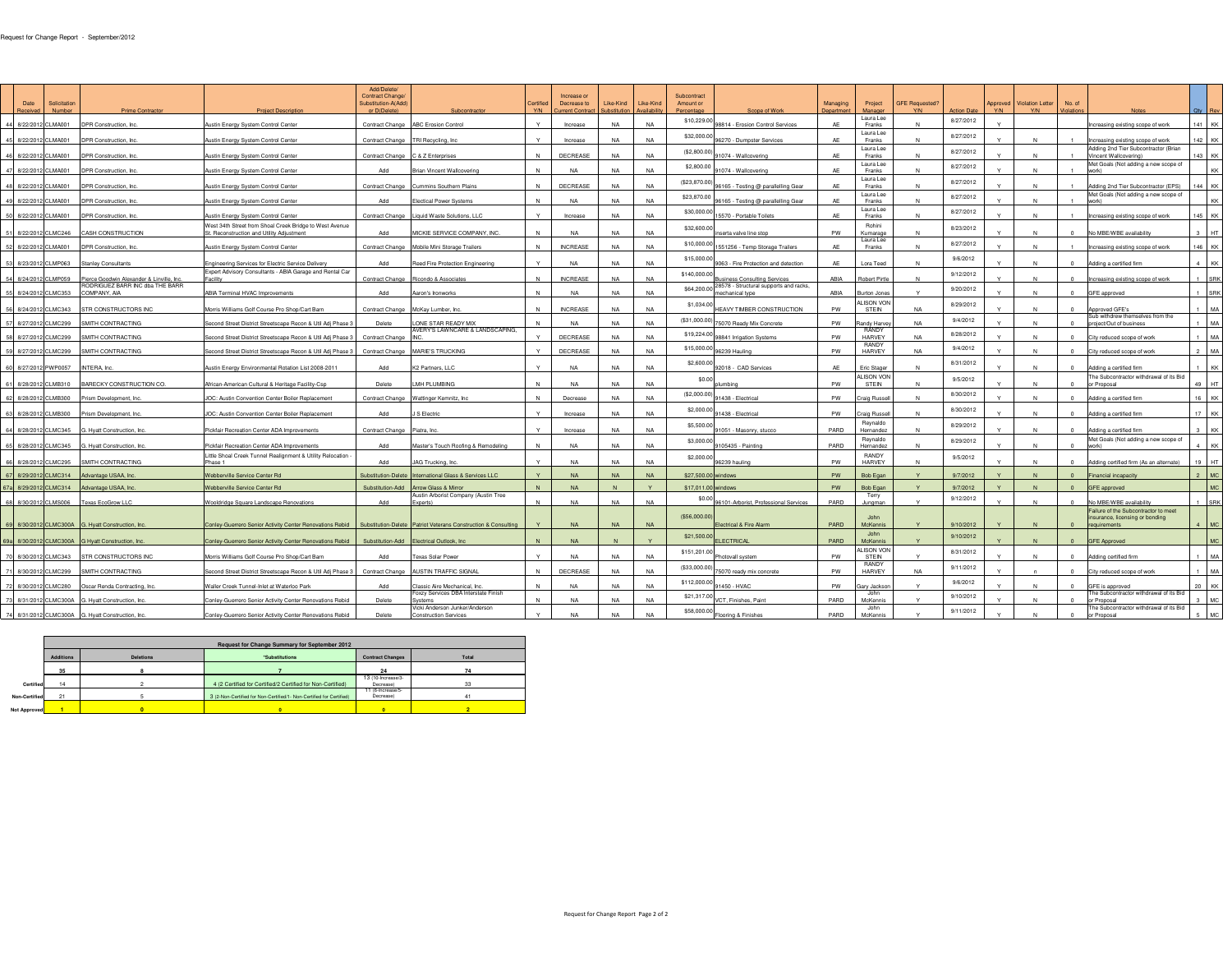Request for Change Report - September/2012

| | Date Received | Solicitation Number | Prime Contractor | Project Description | Add/Delete/ Contract Change/ Substitution-A(Add) or D(Delete) | Subcontractor | Certified Y/N | Increase or Decrease to Current Contract | Like-Kind Substitution | Like-Kind Availability | Subcontract Amount or Percentage | Scope of Work | Managing Department | Project Manager | GFE Requested? Y/N | Action Date | Approved Y/N | Violation Letter Y/N | No. of Violations | Notes | Qty | Rev |
|---|---|---|---|---|---|---|---|---|---|---|---|---|---|---|---|---|---|---|---|---|---|---|
| 44 | 8/22/2012 | CLMA001 | DPR Construction, Inc. | Austin Energy System Control Center | Contract Change | ABC Erosion Control | Y | Increase | NA | NA | $10,229.00 | 98814 - Erosion Control Services | AE | Laura Lee Franks | N | 8/27/2012 | Y | | | Increasing existing scope of work | 141 | KK |
| 45 | 8/22/2012 | CLMA001 | DPR Construction, Inc. | Austin Energy System Control Center | Contract Change | TRI Recycling, Inc | Y | Increase | NA | NA | $32,000.00 | 96270 - Dumpster Services | AE | Laura Lee Franks | N | 8/27/2012 | Y | N | 1 | Increasing existing scope of work | 142 | KK |
| 46 | 8/22/2012 | CLMA001 | DPR Construction, Inc. | Austin Energy System Control Center | Contract Change | C & Z Enterprises | N | DECREASE | NA | NA | ($2,800.00) | 91074 - Wallcovering | AE | Laura Lee Franks | N | 8/27/2012 | Y | N | 1 | Adding 2nd Tier Subcontractor (Brian Vincent Wallcovering) | 143 | KK |
| 47 | 8/22/2012 | CLMA001 | DPR Construction, Inc. | Austin Energy System Control Center | Add | Brian Vincent Wallcovering | N | NA | NA | NA | $2,800.00 | 91074 - Wallcovering | AE | Laura Lee Franks | N | 8/27/2012 | Y | N | 1 | Met Goals (Not adding a new scope of work) | | KK |
| 48 | 8/22/2012 | CLMA001 | DPR Construction, Inc. | Austin Energy System Control Center | Contract Change | Cummins Southern Plains | N | DECREASE | NA | NA | ($23,870.00) | 96165 - Testing @ parallelling Gear | AE | Laura Lee Franks | N | 8/27/2012 | Y | N | 1 | Adding 2nd Tier Subcontractor (EPS) | 144 | KK |
| 49 | 8/22/2012 | CLMA001 | DPR Construction, Inc. | Austin Energy System Control Center | Add | Electical Power Systems | N | NA | NA | NA | $23,870.00 | 96165 - Testing @ parallelling Gear | AE | Laura Lee Franks | N | 8/27/2012 | Y | N | 1 | Met Goals (Not adding a new scope of work) | | KK |
| 50 | 8/22/2012 | CLMA001 | DPR Construction, Inc. | Austin Energy System Control Center | Contract Change | Liquid Waste Solutions, LLC | Y | Increase | NA | NA | $30,000.00 | 15570 - Portable Toilets | AE | Laura Lee Franks | N | 8/27/2012 | Y | N | 1 | Increasing existing scope of work | 145 | KK |
| 51 | 8/22/2012 | CLMC246 | CASH CONSTRUCTION | West 34th Street from Shoal Creek Bridge to West Avenue St. Reconstruction and Utility Adjustment | Add | MICKIE SERVICE COMPANY, INC. | N | NA | NA | NA | $32,600.00 | Inserta valve line stop | PW | Rohini Kumarage | N | 8/23/2012 | Y | N | 0 | No MBE/WBE availability | 3 | HT |
| 52 | 8/22/2012 | CLMA001 | DPR Construction, Inc. | Austin Energy System Control Center | Contract Change | Mobile Mini Storage Trailers | N | INCREASE | NA | NA | $10,000.00 | 1551256 - Temp Storage Trailers | AE | Laura Lee Franks | N | 8/27/2012 | Y | N | 1 | Increasing existing scope of work | 146 | KK |
| 53 | 8/23/2012 | CLMP063 | Stanley Consultants | Engineering Services for Electric Service Delivery | Add | Reed Fire Protection Engineering | Y | NA | NA | NA | $15,000.00 | 9063 - Fire Protection and detection | AE | Lora Teed | N | 9/6/2012 | Y | N | 0 | Adding a certified firm | 4 | KK |
| 54 | 8/24/2012 | CLMP059 | Pierce Goodwin Alexander & Linville, Inc. | Expert Advisory Consultants - ABIA Garage and Rental Car Facility | Contract Change | Ricondo & Associates | N | INCREASE | NA | NA | $140,000.00 | Business Consulting Services | ABIA | Robert Pirtle | N | 9/12/2012 | Y | N | 0 | Increasing existing scope of work | 1 | SRK |
| 55 | 8/24/2012 | CLMC353 | RODRIGUEZ BARR INC dba THE BARR COMPANY, AIA | ABIA Terminal HVAC Improvements | Add | Aaron's Ironworks | N | NA | NA | NA | $64,200.00 | 28578 - Structural supports and racks, mechanical type | ABIA | Burton Jones | Y | 9/20/2012 | Y | N | 0 | GFE approved | 1 | SRK |
| 56 | 8/24/2012 | CLMC343 | STR CONSTRUCTORS INC | Morris Williams Golf Course Pro Shop/Cart Barn | Contract Change | McKay Lumber, Inc. | N | INCREASE | NA | NA | $1,034.00 | HEAVY TIMBER CONSTRUCTION | PW | ALISON VON STEIN | NA | 8/29/2012 | Y | N | 0 | Approved GFE's | 1 | MA |
| 57 | 8/27/2012 | CLMC299 | SMITH CONTRACTING | Second Street District Streetscape Recon & Util Adj Phase 3 | Delete | LONE STAR READY MIX | N | NA | NA | NA | ($31,000.00) | 75070 Ready Mix Concrete | PW | Randy Harvey | NA | 9/4/2012 | Y | N | 0 | Sub withdrew themselves from the project/Out of business | 1 | MA |
| 58 | 8/27/2012 | CLMC299 | SMITH CONTRACTING | Second Street District Streetscape Recon & Util Adj Phase 3 | Contract Change | AVERY'S LAWNCARE & LANDSCAPING, INC. | Y | DECREASE | NA | NA | $19,224.00 | 98841 Irrigation Systems | PW | RANDY HARVEY | NA | 8/28/2012 | Y | N | 0 | City reduced scope of work | 1 | MA |
| 59 | 8/27/2012 | CLMC299 | SMITH CONTRACTING | Second Street District Streetscape Recon & Util Adj Phase 3 | Contract Change | MARIE'S TRUCKING | Y | DECREASE | NA | NA | $15,000.00 | 96239 Hauling | PW | RANDY HARVEY | NA | 9/4/2012 | Y | N | 0 | City reduced scope of work | 2 | MA |
| 60 | 8/27/2012 | PWP0057 | INTERA, Inc. | Austin Energy Environmental Rotation List 2008-2011 | Add | K2 Partners, LLC | Y | NA | NA | NA | $2,600.00 | 92018 - CAD Services | AE | Eric Stager | N | 8/31/2012 | Y | N | 0 | Adding a certified firm | 1 | KK |
| 61 | 8/28/2012 | CLMB310 | BARECKY CONSTRUCTION CO. | African-American Cultural & Heritage Facility-Csp | Delete | LMH PLUMBING | N | NA | NA | NA | $0.00 | plumbing | PW | ALISON VON STEIN | N | 9/5/2012 | Y | N | 0 | The Subcontractor withdrawal of its Bid or Proposal | 49 | HT |
| 62 | 8/28/2012 | CLMB300 | Prism Development, Inc. | JOC: Austin Convention Center Boiler Replacement | Contract Change | Wattinger Kemnitz, Inc | N | Decrease | NA | NA | ($2,000.00) | 91438 - Electrical | PW | Craig Russell | N | 8/30/2012 | Y | N | 0 | Adding a certified firm | 16 | KK |
| 63 | 8/28/2012 | CLMB300 | Prism Development, Inc. | JOC: Austin Convention Center Boiler Replacement | Add | J S Electric | Y | Increase | NA | NA | $2,000.00 | 91438 - Electrical | PW | Craig Russell | N | 8/30/2012 | Y | N | 0 | Adding a certified firm | 17 | KK |
| 64 | 8/28/2012 | CLMC345 | G. Hyatt Construction, Inc. | Pickfair Recreation Center ADA Improvements | Contract Change | Piatra, Inc. | Y | Increase | NA | NA | $5,500.00 | 91051 - Masonry, stucco | PARD | Reynaldo Hernandez | N | 8/29/2012 | Y | N | 0 | Adding a certified firm | 3 | KK |
| 65 | 8/28/2012 | CLMC345 | G. Hyatt Construction, Inc. | Pickfair Recreation Center ADA Improvements | Add | Master's Touch Roofing & Remodeling | N | NA | NA | NA | $3,000.00 | 9105435 - Painting | PARD | Reynaldo Hernandez | N | 8/29/2012 | Y | N | 0 | Met Goals (Not adding a new scope of work) | 4 | KK |
| 66 | 8/28/2012 | CLMC295 | SMITH CONTRACTING | Little Shoal Creek Tunnel Realignment & Utility Relocation - Phase 1 | Add | JAG Trucking, Inc. | Y | NA | NA | NA | $2,000.00 | 96239 hauling | PW | RANDY HARVEY | N | 9/5/2012 | Y | N | 0 | Adding certified firm (As an alternate) | 19 | HT |
| 67 | 8/29/2012 | CLMC314 | Advantage USAA, Inc. | Webberville Service Center Rd | Substitution-Delete | International Glass & Services LLC | Y | NA | NA | NA | $27,500.00 | windows | PW | Bob Egan | Y | 9/7/2012 | Y | N | 0 | Financial incapacity | 2 | MC |
| 67a | 8/29/2012 | CLMC314 | Advantage USAA, Inc. | Webberville Service Center Rd | Substitution-Add | Arrow Glass & Mirror | N | NA | N | Y | $17,011.00 | windows | PW | Bob Egan | Y | 9/7/2012 | Y | N | 0 | GFE approved | | MC |
| 68 | 8/30/2012 | CLMS006 | Texas EcoGrow LLC | Wooldridge Square Landscape Renovations | Add | Austin Arborist Company (Austin Tree Experts) | N | NA | NA | NA | $0.00 | 96101-Arborist, Professional Services | PARD | Terry Jungman | Y | 9/12/2012 | Y | N | 0 | No MBE/WBE availability | 1 | SRK |
| 69 | 8/30/2012 | CLMC300A | G. Hyatt Construction, Inc. | Conley-Guerrero Senior Activity Center Renovations Rebid | Substitution-Delete | Patriot Veterans Construction & Consulting | Y | NA | NA | NA | ($56,000.00) | Electrical & Fire Alarm | PARD | John McKennis | Y | 9/10/2012 | Y | N | 0 | Failure of the Subcontractor to meet insurance, licensing or bonding requirements | 4 | MC |
| 69a | 8/30/2012 | CLMC300A | G Hyatt Construction, Inc. | Conley-Guerrero Senior Activity Center Renovations Rebid | Substitution-Add | Electrical Outlook, Inc | N | NA | N | Y | $21,500.00 | ELECTRICAL | PARD | John McKennis | Y | 9/10/2012 | Y | N | 0 | GFE Approved | | MC |
| 70 | 8/30/2012 | CLMC343 | STR CONSTRUCTORS INC | Morris Williams Golf Course Pro Shop/Cart Barn | Add | Texas Solar Power | Y | NA | NA | NA | $151,201.00 | Photovalt system | PW | ALISON VON STEIN | Y | 8/31/2012 | Y | N | 0 | Adding certified firm | 1 | MA |
| 71 | 8/30/2012 | CLMC299 | SMITH CONTRACTING | Second Street District Streetscape Recon & Util Adj Phase 3 | Contract Change | AUSTIN TRAFFIC SIGNAL | N | DECREASE | NA | NA | ($33,000.00) | 75070 ready mix concrete | PW | RANDY HARVEY | NA | 9/11/2012 | Y | n | 0 | City reduced scope of work | 1 | MA |
| 72 | 8/30/2012 | CLMC280 | Oscar Renda Contracting, Inc. | Waller Creek Tunnel-Inlet at Waterloo Park | Add | Classic Aire Mechanical, Inc. | N | NA | NA | NA | $112,000.00 | 91450 - HVAC | PW | Gary Jackson | Y | 9/6/2012 | Y | N | 0 | GFE is approved | 20 | KK |
| 73 | 8/31/2012 | CLMC300A | G. Hyatt Construction, Inc. | Conley-Guerrero Senior Activity Center Renovations Rebid | Delete | Foxzy Services DBA Interstate Finish Systems | N | NA | NA | NA | $21,317.00 | VCT, Finishes, Paint | PARD | John McKennis | Y | 9/10/2012 | Y | N | 0 | The Subcontractor withdrawal of its Bid or Proposal | 3 | MC |
| 74 | 8/31/2012 | CLMC300A | G. Hyatt Construction, Inc. | Conley-Guerrero Senior Activity Center Renovations Rebid | Delete | Vicki Anderson Junker/Anderson Construction Services | Y | NA | NA | NA | $58,000.00 | Flooring & Finishes | PARD | John McKennis | Y | 9/11/2012 | Y | N | 0 | The Subcontractor withdrawal of its Bid or Proposal | 5 | MC |

**Request for Change Summary for September 2012**

| | Additions | Deletions | *Substitutions | Contract Changes | Total |
|---|---|---|---|---|---|
| | 35 | 8 | 7 | 24 | 74 |
| Certified | 14 | 2 | 4 (2 Certified for Certified/2 Certified for Non-Certified) | 13 (10-Increase/3-Decrease) | 33 |
| Non-Certified | 21 | 5 | 3 (2-Non-Certified for Non-Certified/1- Non-Certified for Certified) | 11 (6-Increase/5-Decrease) | 41 |
| Not Approved | 1 | 0 | 0 | 0 | 2 |